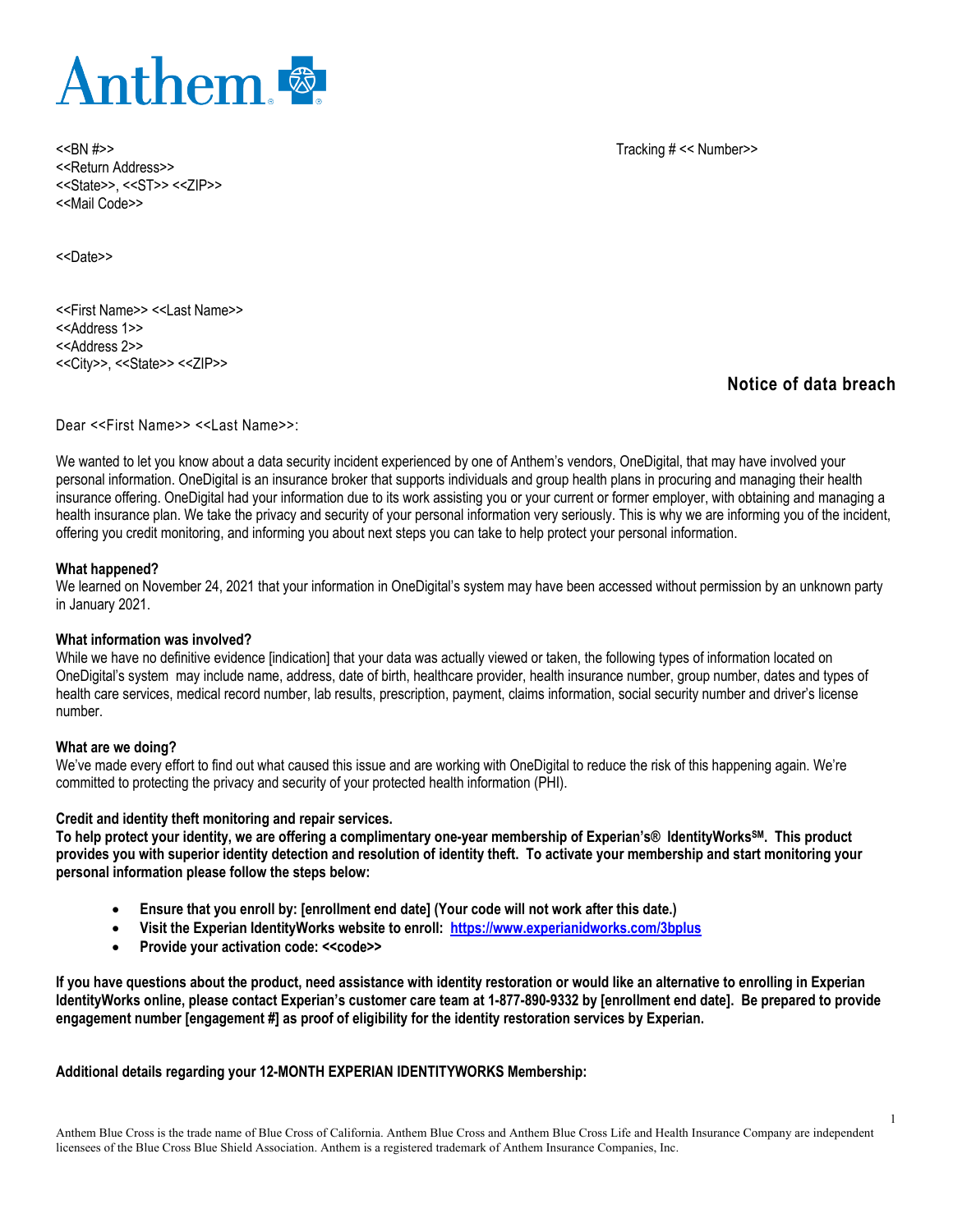Anthem

<<BN #>>
<<Return Address>>
<<State>>, <<ST>> <<ZIP>>
<<Mail Code>>

Tracking # << Number>>

<<Date>>

<<First Name>> <<Last Name>>
<<Address 1>>
<<Address 2>>
<<City>>, <<State>> <<ZIP>>

## Notice of data breach

Dear <<First Name>> <<Last Name>>:

We wanted to let you know about a data security incident experienced by one of Anthem's vendors, OneDigital, that may have involved your personal information. OneDigital is an insurance broker that supports individuals and group health plans in procuring and managing their health insurance offering. OneDigital had your information due to its work assisting you or your current or former employer, with obtaining and managing a health insurance plan. We take the privacy and security of your personal information very seriously. This is why we are informing you of the incident, offering you credit monitoring, and informing you about next steps you can take to help protect your personal information.

**What happened?**
We learned on November 24, 2021 that your information in OneDigital's system may have been accessed without permission by an unknown party in January 2021.

**What information was involved?**
While we have no definitive evidence [indication] that your data was actually viewed or taken, the following types of information located on OneDigital's system may include name, address, date of birth, healthcare provider, health insurance number, group number, dates and types of health care services, medical record number, lab results, prescription, payment, claims information, social security number and driver's license number.

**What are we doing?**
We've made every effort to find out what caused this issue and are working with OneDigital to reduce the risk of this happening again. We're committed to protecting the privacy and security of your protected health information (PHI).

**Credit and identity theft monitoring and repair services.**
**To help protect your identity, we are offering a complimentary one-year membership of Experian's® IdentityWorks℠. This product provides you with superior identity detection and resolution of identity theft. To activate your membership and start monitoring your personal information please follow the steps below:**

- **Ensure that you enroll by: [enrollment end date] (Your code will not work after this date.)**
- **Visit the Experian IdentityWorks website to enroll: https://www.experianidworks.com/3bplus**
- **Provide your activation code: <<code>>**

**If you have questions about the product, need assistance with identity restoration or would like an alternative to enrolling in Experian IdentityWorks online, please contact Experian's customer care team at 1-877-890-9332 by [enrollment end date]. Be prepared to provide engagement number [engagement #] as proof of eligibility for the identity restoration services by Experian.**

**Additional details regarding your 12-MONTH EXPERIAN IDENTITYWORKS Membership:**

Anthem Blue Cross is the trade name of Blue Cross of California. Anthem Blue Cross and Anthem Blue Cross Life and Health Insurance Company are independent licensees of the Blue Cross Blue Shield Association. Anthem is a registered trademark of Anthem Insurance Companies, Inc.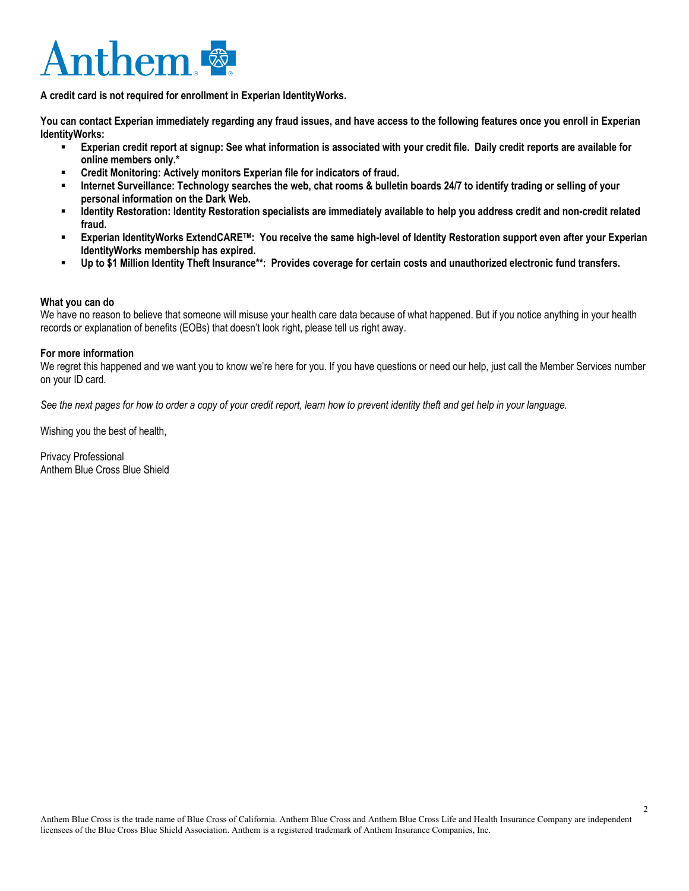**A credit card is not required for enrollment in Experian IdentityWorks.**

**You can contact Experian immediately regarding any fraud issues, and have access to the following features once you enroll in Experian IdentityWorks:**

- **Experian credit report at signup: See what information is associated with your credit file. Daily credit reports are available for online members only.***
- **Credit Monitoring: Actively monitors Experian file for indicators of fraud.**
- **Internet Surveillance: Technology searches the web, chat rooms & bulletin boards 24/7 to identify trading or selling of your personal information on the Dark Web.**
- **Identity Restoration: Identity Restoration specialists are immediately available to help you address credit and non-credit related fraud.**
- **Experian IdentityWorks ExtendCARE™: You receive the same high-level of Identity Restoration support even after your Experian IdentityWorks membership has expired.**
- **Up to $1 Million Identity Theft Insurance**: Provides coverage for certain costs and unauthorized electronic fund transfers.**

**What you can do**

We have no reason to believe that someone will misuse your health care data because of what happened. But if you notice anything in your health records or explanation of benefits (EOBs) that doesn't look right, please tell us right away.

**For more information**

We regret this happened and we want you to know we're here for you. If you have questions or need our help, just call the Member Services number on your ID card.

*See the next pages for how to order a copy of your credit report, learn how to prevent identity theft and get help in your language.*

Wishing you the best of health,

Privacy Professional
Anthem Blue Cross Blue Shield

Anthem Blue Cross is the trade name of Blue Cross of California. Anthem Blue Cross and Anthem Blue Cross Life and Health Insurance Company are independent licensees of the Blue Cross Blue Shield Association. Anthem is a registered trademark of Anthem Insurance Companies, Inc.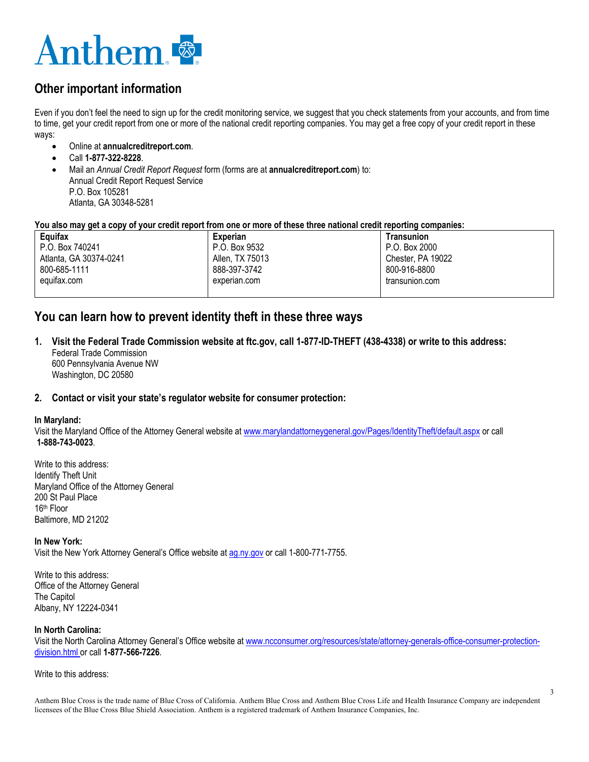## Other important information

Even if you don't feel the need to sign up for the credit monitoring service, we suggest that you check statements from your accounts, and from time to time, get your credit report from one or more of the national credit reporting companies. You may get a free copy of your credit report in these ways:

- Online at **annualcreditreport.com**.
- Call **1-877-322-8228**.
- Mail an *Annual Credit Report Request* form (forms are at **annualcreditreport.com**) to:
  Annual Credit Report Request Service
  P.O. Box 105281
  Atlanta, GA 30348-5281

**You also may get a copy of your credit report from one or more of these three national credit reporting companies:**

| **Equifax** | **Experian** | **Transunion** |
|---|---|---|
| P.O. Box 740241<br>Atlanta, GA 30374-0241<br>800-685-1111<br>equifax.com | P.O. Box 9532<br>Allen, TX 75013<br>888-397-3742<br>experian.com | P.O. Box 2000<br>Chester, PA 19022<br>800-916-8800<br>transunion.com |

## You can learn how to prevent identity theft in these three ways

1. **Visit the Federal Trade Commission website at ftc.gov, call 1-877-ID-THEFT (438-4338) or write to this address:**
   Federal Trade Commission
   600 Pennsylvania Avenue NW
   Washington, DC 20580

2. **Contact or visit your state's regulator website for consumer protection:**

**In Maryland:**
Visit the Maryland Office of the Attorney General website at www.marylandattorneygeneral.gov/Pages/IdentityTheft/default.aspx or call **1-888-743-0023**.

Write to this address:
Identify Theft Unit
Maryland Office of the Attorney General
200 St Paul Place
16th Floor
Baltimore, MD 21202

**In New York:**
Visit the New York Attorney General's Office website at ag.ny.gov or call 1-800-771-7755.

Write to this address:
Office of the Attorney General
The Capitol
Albany, NY 12224-0341

**In North Carolina:**
Visit the North Carolina Attorney General's Office website at www.ncconsumer.org/resources/state/attorney-generals-office-consumer-protection-division.html or call **1-877-566-7226**.

Write to this address:

Anthem Blue Cross is the trade name of Blue Cross of California. Anthem Blue Cross and Anthem Blue Cross Life and Health Insurance Company are independent licensees of the Blue Cross Blue Shield Association. Anthem is a registered trademark of Anthem Insurance Companies, Inc.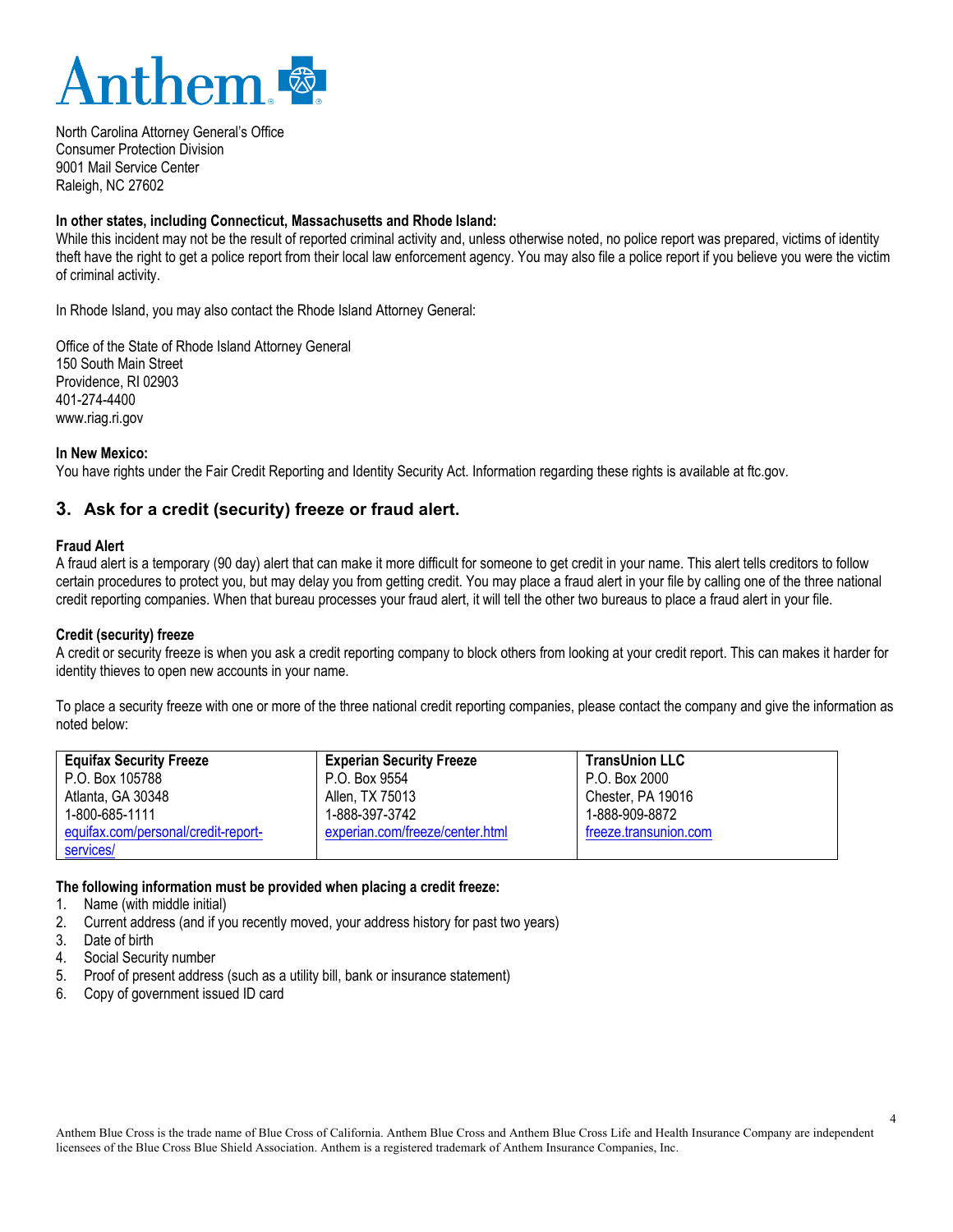Anthem

North Carolina Attorney General's Office
Consumer Protection Division
9001 Mail Service Center
Raleigh, NC 27602

**In other states, including Connecticut, Massachusetts and Rhode Island:**
While this incident may not be the result of reported criminal activity and, unless otherwise noted, no police report was prepared, victims of identity theft have the right to get a police report from their local law enforcement agency. You may also file a police report if you believe you were the victim of criminal activity.

In Rhode Island, you may also contact the Rhode Island Attorney General:

Office of the State of Rhode Island Attorney General
150 South Main Street
Providence, RI 02903
401-274-4400
www.riag.ri.gov

**In New Mexico:**
You have rights under the Fair Credit Reporting and Identity Security Act. Information regarding these rights is available at ftc.gov.

## 3. Ask for a credit (security) freeze or fraud alert.

**Fraud Alert**
A fraud alert is a temporary (90 day) alert that can make it more difficult for someone to get credit in your name. This alert tells creditors to follow certain procedures to protect you, but may delay you from getting credit. You may place a fraud alert in your file by calling one of the three national credit reporting companies. When that bureau processes your fraud alert, it will tell the other two bureaus to place a fraud alert in your file.

**Credit (security) freeze**
A credit or security freeze is when you ask a credit reporting company to block others from looking at your credit report. This can makes it harder for identity thieves to open new accounts in your name.

To place a security freeze with one or more of the three national credit reporting companies, please contact the company and give the information as noted below:

| **Equifax Security Freeze** | **Experian Security Freeze** | **TransUnion LLC** |
|---|---|---|
| P.O. Box 105788 | P.O. Box 9554 | P.O. Box 2000 |
| Atlanta, GA 30348 | Allen, TX 75013 | Chester, PA 19016 |
| 1-800-685-1111 | 1-888-397-3742 | 1-888-909-8872 |
| equifax.com/personal/credit-report-services/ | experian.com/freeze/center.html | freeze.transunion.com |

**The following information must be provided when placing a credit freeze:**
1. Name (with middle initial)
2. Current address (and if you recently moved, your address history for past two years)
3. Date of birth
4. Social Security number
5. Proof of present address (such as a utility bill, bank or insurance statement)
6. Copy of government issued ID card

Anthem Blue Cross is the trade name of Blue Cross of California. Anthem Blue Cross and Anthem Blue Cross Life and Health Insurance Company are independent licensees of the Blue Cross Blue Shield Association. Anthem is a registered trademark of Anthem Insurance Companies, Inc.